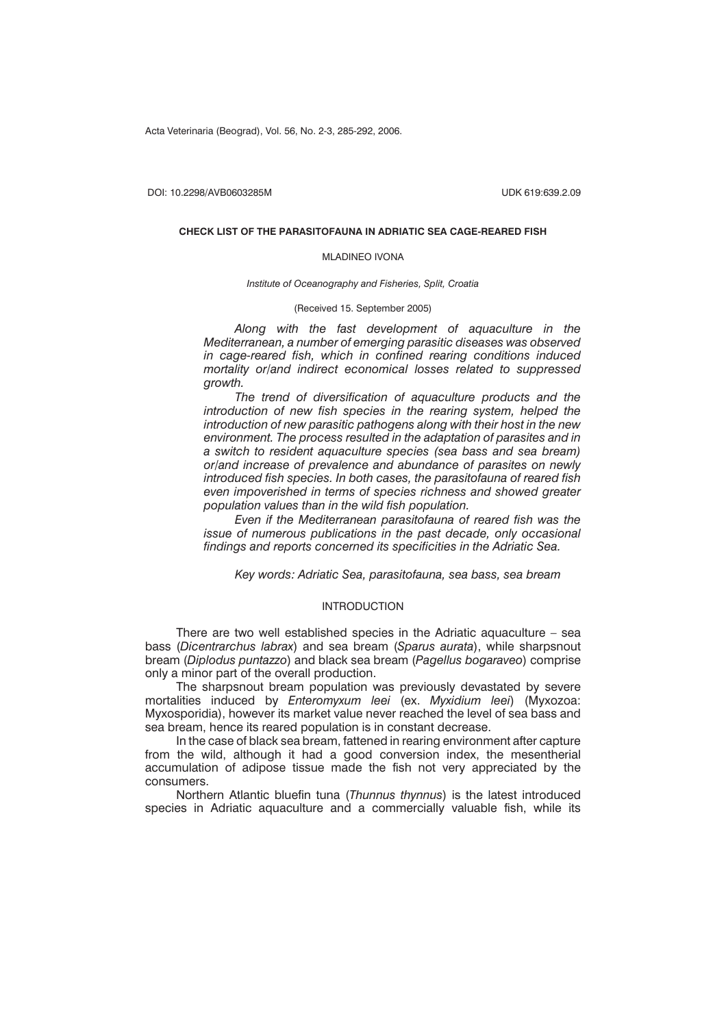DOI: 10.2298/AVB0603285M UDK 619:639.2.09

# CHECK LIST OF THE PARASITOFAUNA IN ADRIATIC SEA CAGE-REARED FISH

MLADINEO IVONA

*Institute of Oceanography and Fisheries, Split, Croatia*

(Received 15. September 2005)

*Along with the fast development of aquaculture in the Mediterranean, a number of emerging parasitic diseases was observed in cage-reared fish, which in confined rearing conditions induced mortality or/and indirect economical losses related to suppressed growth.*

*The trend of diversification of aquaculture products and the introduction of new fish species in the rearing system, helped the introduction of new parasitic pathogens along with their host in the new environment. The process resulted in the adaptation of parasites and in a switch to resident aquaculture species (sea bass and sea bream) or/and increase of prevalence and abundance of parasites on newly introduced fish species. In both cases, the parasitofauna of reared fish even impoverished in terms of species richness and showed greater population values than in the wild fish population.*

*Even if the Mediterranean parasitofauna of reared fish was the issue of numerous publications in the past decade, only occasional findings and reports concerned its specificities in the Adriatic Sea.*

*Key words: Adriatic Sea, parasitofauna, sea bass, sea bream*

## INTRODUCTION

There are two well established species in the Adriatic aquaculture – sea bass (*Dicentrarchus labrax*) and sea bream (*Sparus aurata*), while sharpsnout bream (*Diplodus puntazzo*) and black sea bream (*Pagellus bogaraveo*) comprise only a minor part of the overall production.

The sharpsnout bream population was previously devastated by severe mortalities induced by *Enteromyxum leei* (ex. *Myxidium leei*) (Myxozoa: Myxosporidia), however its market value never reached the level of sea bass and sea bream, hence its reared population is in constant decrease.

In the case of black sea bream, fattened in rearing environment after capture from the wild, although it had a good conversion index, the mesentherial accumulation of adipose tissue made the fish not very appreciated by the consumers.

Northern Atlantic bluefin tuna (*Thunnus thynnus*) is the latest introduced species in Adriatic aquaculture and a commercially valuable fish, while its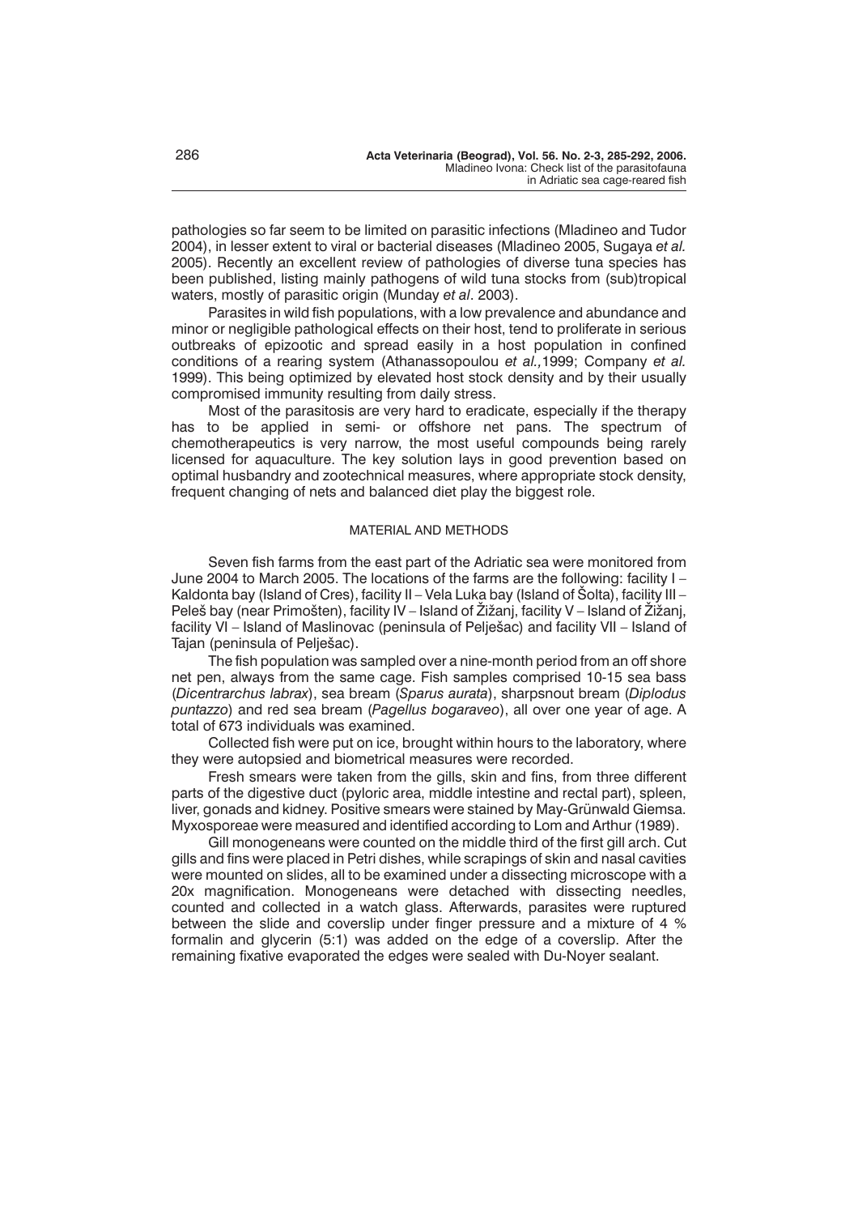pathologies so far seem to be limited on parasitic infections (Mladineo and Tudor 2004), in lesser extent to viral or bacterial diseases (Mladineo 2005, Sugaya *et al.* 2005). Recently an excellent review of pathologies of diverse tuna species has been published, listing mainly pathogens of wild tuna stocks from (sub)tropical waters, mostly of parasitic origin (Munday *et al*. 2003).

Parasites in wild fish populations, with a low prevalence and abundance and minor or negligible pathological effects on their host, tend to proliferate in serious outbreaks of epizootic and spread easily in a host population in confined conditions of a rearing system (Athanassopoulou *et al.,*1999; Company *et al.* 1999). This being optimized by elevated host stock density and by their usually compromised immunity resulting from daily stress.

Most of the parasitosis are very hard to eradicate, especially if the therapy has to be applied in semi- or offshore net pans. The spectrum of chemotherapeutics is very narrow, the most useful compounds being rarely licensed for aquaculture. The key solution lays in good prevention based on optimal husbandry and zootechnical measures, where appropriate stock density, frequent changing of nets and balanced diet play the biggest role.

## MATERIAL AND METHODS

Seven fish farms from the east part of the Adriatic sea were monitored from June 2004 to March 2005. The locations of the farms are the following: facility I – Kaldonta bay (Island of Cres), facility II – Vela Luka bay (Island of Šolta), facility III – Peleš bay (near Primošten), facility IV – Island of Žižanj, facility V – Island of Žižanj, facility VI – Island of Maslinovac (peninsula of Pelješac) and facility VII – Island of Tajan (peninsula of Pelješac).

The fish population was sampled over a nine-month period from an off shore net pen, always from the same cage. Fish samples comprised 10-15 sea bass (*Dicentrarchus labrax*), sea bream (*Sparus aurata*), sharpsnout bream (*Diplodus puntazzo*) and red sea bream (*Pagellus bogaraveo*), all over one year of age. A total of 673 individuals was examined.

Collected fish were put on ice, brought within hours to the laboratory, where they were autopsied and biometrical measures were recorded.

Fresh smears were taken from the gills, skin and fins, from three different parts of the digestive duct (pyloric area, middle intestine and rectal part), spleen, liver, gonads and kidney. Positive smears were stained by May-Grünwald Giemsa. Myxosporeae were measured and identified according to Lom and Arthur (1989).

Gill monogeneans were counted on the middle third of the first gill arch. Cut gills and fins were placed in Petri dishes, while scrapings of skin and nasal cavities were mounted on slides, all to be examined under a dissecting microscope with a 20x magnification. Monogeneans were detached with dissecting needles, counted and collected in a watch glass. Afterwards, parasites were ruptured between the slide and coverslip under finger pressure and a mixture of 4 % formalin and glycerin (5:1) was added on the edge of a coverslip. After the remaining fixative evaporated the edges were sealed with Du-Noyer sealant.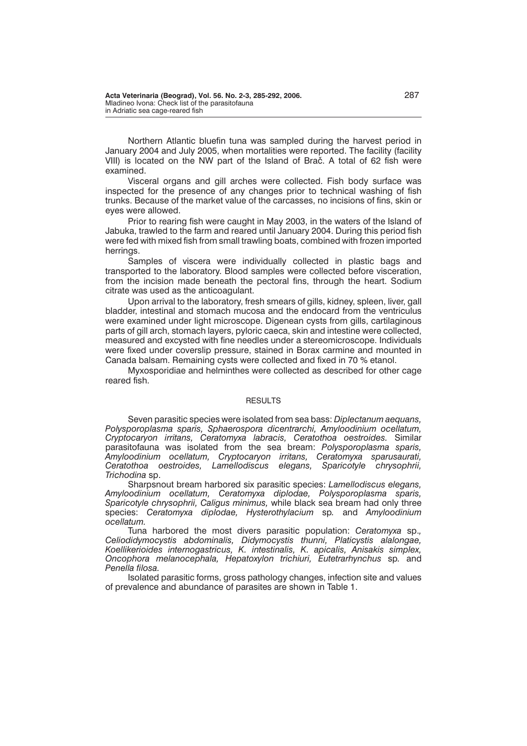Northern Atlantic bluefin tuna was sampled during the harvest period in January 2004 and July 2005, when mortalities were reported. The facility (facility VIII) is located on the NW part of the Island of Brač. A total of 62 fish were examined.

Visceral organs and gill arches were collected. Fish body surface was inspected for the presence of any changes prior to technical washing of fish trunks. Because of the market value of the carcasses, no incisions of fins, skin or eyes were allowed.

Prior to rearing fish were caught in May 2003, in the waters of the Island of Jabuka, trawled to the farm and reared until January 2004. During this period fish were fed with mixed fish from small trawling boats, combined with frozen imported herrings.

Samples of viscera were individually collected in plastic bags and transported to the laboratory. Blood samples were collected before visceration, from the incision made beneath the pectoral fins, through the heart. Sodium citrate was used as the anticoagulant.

Upon arrival to the laboratory, fresh smears of gills, kidney, spleen, liver, gall bladder, intestinal and stomach mucosa and the endocard from the ventriculus were examined under light microscope. Digenean cysts from gills, cartilaginous parts of gill arch, stomach layers, pyloric caeca, skin and intestine were collected, measured and excysted with fine needles under a stereomicroscope. Individuals were fixed under coverslip pressure, stained in Borax carmine and mounted in Canada balsam. Remaining cysts were collected and fixed in 70 % etanol.

Myxosporidiae and helminthes were collected as described for other cage reared fish.

## RESULTS

Seven parasitic species were isolated from sea bass: *Diplectanum aequans, Polysporoplasma sparis, Sphaerospora dicentrarchi, Amyloodinium ocellatum, Cryptocaryon irritans, Ceratomyxa labracis, Ceratothoa oestroides.* Similar parasitofauna was isolated from the sea bream: *Polysporoplasma sparis, Amyloodinium ocellatum, Cryptocaryon irritans, Ceratomyxa sparusaurati, Ceratothoa oestroides, Lamellodiscus elegans, Sparicotyle chrysophrii, Trichodina* sp.

Sharpsnout bream harbored six parasitic species: *Lamellodiscus elegans, Amyloodinium ocellatum, Ceratomyxa diplodae, Polysporoplasma sparis, Sparicotyle chrysophrii, Caligus minimus,* while black sea bream had only three species: *Ceratomyxa diplodae, Hysterothylacium* sp. and *Amyloodinium ocellatum.*

Tuna harbored the most divers parasitic population: *Ceratomyxa* sp., *Celiodidymocystis abdominalis, Didymocystis thunni, Platicystis alalongae, Koellikerioides internogastricus, K. intestinalis, K. apicalis, Anisakis simplex, Oncophora melanocephala, Hepatoxylon trichiuri, Eutetrarhynchus* sp. and *Penella filosa.*

Isolated parasitic forms, gross pathology changes, infection site and values of prevalence and abundance of parasites are shown in Table 1.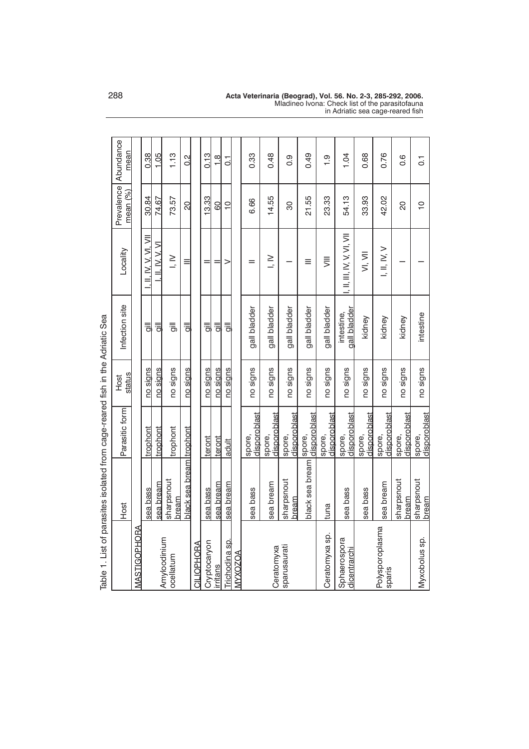Table 1. List of parasites isolated from cage-reared fish in the Adriatic Sea

| | Host | Parasitic form | Host status | Infection site | Locality | Prevalence mean (%) | Abundance mean |
|---|---|---|---|---|---|---|---|
| MASTIGOPHORA | | | | | | | |
| *Amyloodinium ocellatum* | sea bass | trophont | no signs | gill | I, II, IV, V, VI, VII | 30.84 | 0.38 |
| | sea bream | trophont | no signs | gill | I, II, IV, V, VI | 74.67 | 1.05 |
| | sharpsnout bream | trophont | no signs | gill | I, IV | 73.57 | 1.13 |
| | black sea bream | trophont | no signs | gill | III | 20 | 0.2 |
| CILIOPHORA | | | | | | | |
| *Cryptocaryon irritans* | sea bass | teront | no signs | gill | II | 13.33 | 0.13 |
| | sea bream | teront | no signs | gill | II | 60 | 1.8 |
| *Trichodina* sp. | sea bream | adult | no signs | gill | V | 10 | 0.1 |
| MYXOZOA | | | | | | | |
| *Ceratomyxa sparusaurati* | sea bass | spore, disporoblast | no signs | gall bladder | II | 6.66 | 0.33 |
| | sea bream | spore, disporoblast | no signs | gall bladder | I, IV | 14.55 | 0.48 |
| | sharpsnout bream | spore, disporoblast | no signs | gall bladder | I | 30 | 0.9 |
| | black sea bream | spore, disporoblast | no signs | gall bladder | III | 21.55 | 0.49 |
| *Ceratomyxa* sp. | tuna | spore, disporoblast | no signs | gall bladder | VIII | 23.33 | 1.9 |
| *Sphaerospora dicentrarchi* | sea bass | spore, disporoblast | no signs | intestine, gall bladder | I, II, III, IV, V, VI, VII | 54.13 | 1.04 |
| | sea bass | spore, disporoblast | no signs | kidney | VI, VII | 33.93 | 0.68 |
| *Polysporoplasma sparis* | sea bream | spore, disporoblast | no signs | kidney | I, II, IV, V | 42.02 | 0.76 |
| | sharpsnout bream | spore, disporoblast | no signs | kidney | I | 20 | 0.6 |
| *Myxobolus* sp. | sharpsnout bream | spore, disporoblast | no signs | intestine | I | 10 | 0.1 |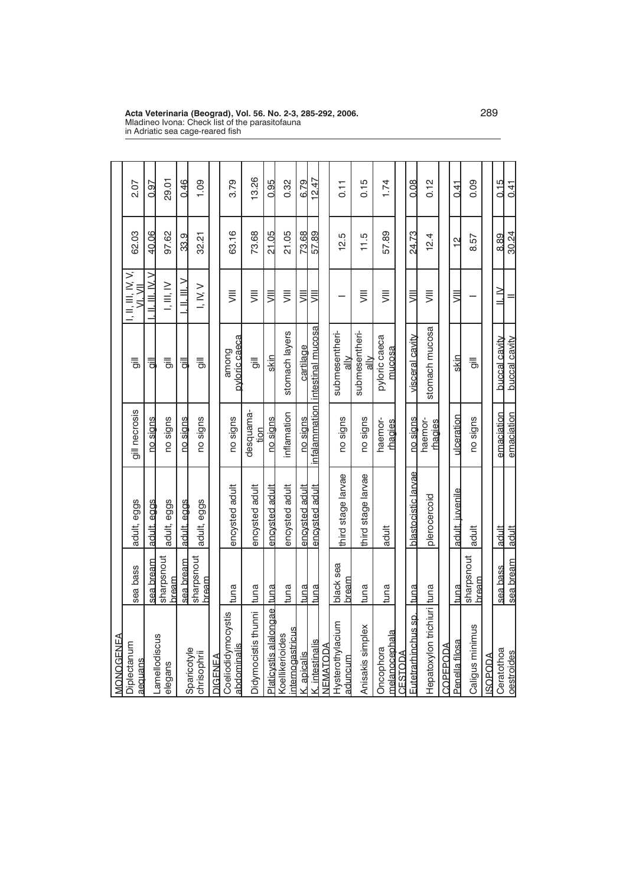| | | | | | | | |
|---|---|---|---|---|---|---|---|
| MONOGENEA | | | | | | | |
| Diplectanum aequans | sea bass | adult, eggs | gill necrosis | gill | I, II, III, IV, V, VI, VII | 62.03 | 2.07 |
| Lamellodiscus elegans | sea bream | adult, eggs | no signs | gill | I, II, III, IV, V | 40.06 | 0.97 |
| | sharpsnout bream | adult, eggs | no signs | gill | I, III, IV | 97.62 | 29.01 |
| Sparicotyle chrisophrii | sea bream | adult, eggs | no signs | gill | I, II, III, V | 33.9 | 0.46 |
| | sharpsnout bream | adult, eggs | no signs | gill | I, IV, V | 32.21 | 1.09 |
| DIGENEA | | | | | | | |
| Coeliodidymocystis abdominalis | tuna | encysted adult | no signs | among pyloric caeca | VIII | 63.16 | 3.79 |
| Didymocistis thunni | tuna | encysted adult | desquamation | gill | VIII | 73.68 | 13.26 |
| Platicystis alalongae | tuna | encysted adult | no signs | skin | VIII | 21.05 | 0.95 |
| Koellikerioides internogastricus | tuna | encysted adult | inflamation | stomach layers | VIII | 21.05 | 0.32 |
| K. apicalis | tuna | encysted adult | no signs | cartilage | VIII | 73.68 | 6.79 |
| K. intestinalis | tuna | encysted adult | infalammation | intestinal mucosa | VIII | 57.89 | 12.47 |
| NEMATODA | | | | | | | |
| Hysterothylacium aduncum | black sea bream | third stage larvae | no signs | submesenterially | I | 12.5 | 0.11 |
| Anisakis simplex | tuna | third stage larvae | no signs | submesenterially | VIII | 11.5 | 0.15 |
| Oncophora melanocephala | tuna | adult | haemorrhagies | pyloric caeca mucosa | VIII | 57.89 | 1.74 |
| CESTODA | | | | | | | |
| Eutetrarhinchus sp. | tuna | blastocistic larvae | no signs | visceral cavity | VIII | 24.73 | 0.08 |
| Hepatoxylon trichiuri | tuna | plerocercoid | haemorrhagies | stomach mucosa | VIII | 12.4 | 0.12 |
| COPEPODA | | | | | | | |
| Penella filosa | tuna | adult, juvenile | ulceration | skin | VIII | 12 | 0.41 |
| Caligus minimus | sharpsnout bream | adult | no signs | gill | I | 8.57 | 0.09 |
| ISOPODA | | | | | | | |
| Ceratothoa oestroides | sea bass | adult | emaciation | buccal cavity | II, IV | 8.89 | 0.15 |
| | sea bream | adult | emaciation | buccal cavity | II | 30.24 | 0.41 |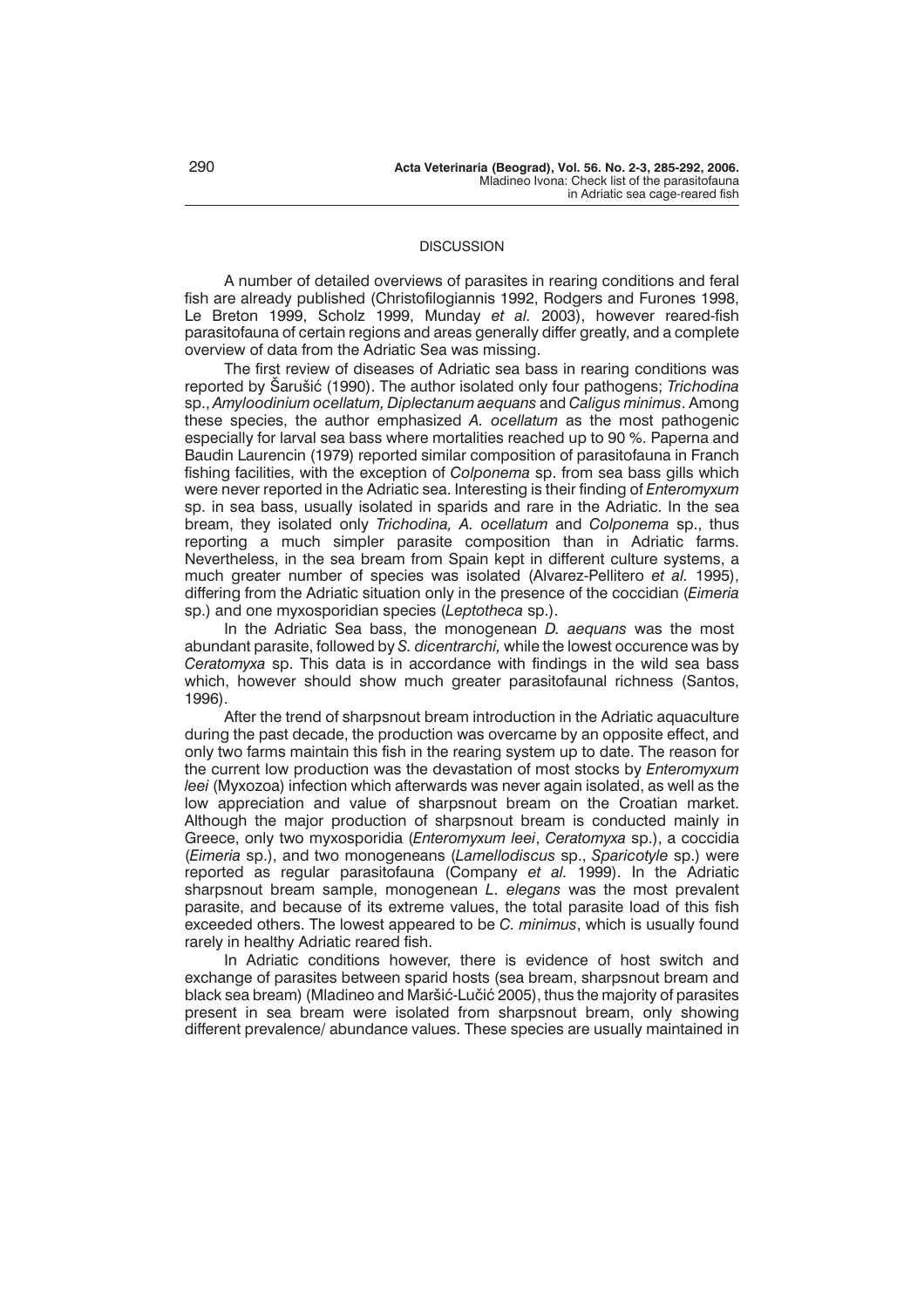## DISCUSSION

A number of detailed overviews of parasites in rearing conditions and feral fish are already published (Christofilogiannis 1992, Rodgers and Furones 1998, Le Breton 1999, Scholz 1999, Munday *et al.* 2003), however reared-fish parasitofauna of certain regions and areas generally differ greatly, and a complete overview of data from the Adriatic Sea was missing.

The first review of diseases of Adriatic sea bass in rearing conditions was reported by Šarušić (1990). The author isolated only four pathogens; *Trichodina* sp., *Amyloodinium ocellatum, Diplectanum aequans* and *Caligus minimus*. Among these species, the author emphasized *A. ocellatum* as the most pathogenic especially for larval sea bass where mortalities reached up to 90 %. Paperna and Baudin Laurencin (1979) reported similar composition of parasitofauna in Franch fishing facilities, with the exception of *Colponema* sp. from sea bass gills which were never reported in the Adriatic sea. Interesting is their finding of *Enteromyxum* sp. in sea bass, usually isolated in sparids and rare in the Adriatic. In the sea bream, they isolated only *Trichodina, A. ocellatum* and *Colponema* sp., thus reporting a much simpler parasite composition than in Adriatic farms. Nevertheless, in the sea bream from Spain kept in different culture systems, a much greater number of species was isolated (Alvarez-Pellitero *et al.* 1995), differing from the Adriatic situation only in the presence of the coccidian (*Eimeria* sp.) and one myxosporidian species (*Leptotheca* sp.).

In the Adriatic Sea bass, the monogenean *D. aequans* was the most abundant parasite, followed by *S. dicentrarchi,* while the lowest occurence was by *Ceratomyxa* sp. This data is in accordance with findings in the wild sea bass which, however should show much greater parasitofaunal richness (Santos, 1996).

After the trend of sharpsnout bream introduction in the Adriatic aquaculture during the past decade, the production was overcame by an opposite effect, and only two farms maintain this fish in the rearing system up to date. The reason for the current low production was the devastation of most stocks by *Enteromyxum leei* (Myxozoa) infection which afterwards was never again isolated, as well as the low appreciation and value of sharpsnout bream on the Croatian market. Although the major production of sharpsnout bream is conducted mainly in Greece, only two myxosporidia (*Enteromyxum leei*, *Ceratomyxa* sp.), a coccidia (*Eimeria* sp.), and two monogeneans (*Lamellodiscus* sp., *Sparicotyle* sp.) were reported as regular parasitofauna (Company *et al.* 1999). In the Adriatic sharpsnout bream sample, monogenean *L. elegans* was the most prevalent parasite, and because of its extreme values, the total parasite load of this fish exceeded others. The lowest appeared to be *C. minimus*, which is usually found rarely in healthy Adriatic reared fish.

In Adriatic conditions however, there is evidence of host switch and exchange of parasites between sparid hosts (sea bream, sharpsnout bream and black sea bream) (Mladineo and Maršić-Lučić 2005), thus the majority of parasites present in sea bream were isolated from sharpsnout bream, only showing different prevalence/ abundance values. These species are usually maintained in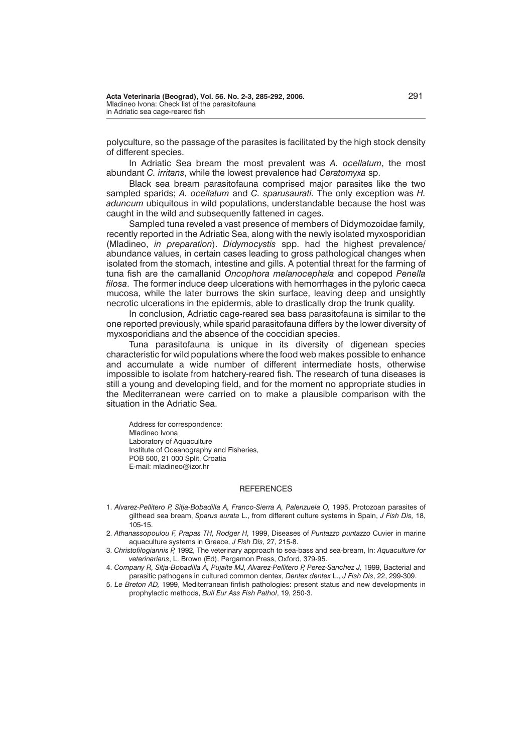polyculture, so the passage of the parasites is facilitated by the high stock density of different species.

In Adriatic Sea bream the most prevalent was *A. ocellatum*, the most abundant *C. irritans*, while the lowest prevalence had *Ceratomyxa* sp.

Black sea bream parasitofauna comprised major parasites like the two sampled sparids; *A. ocellatum* and *C. sparusaurati.* The only exception was *H. aduncum* ubiquitous in wild populations, understandable because the host was caught in the wild and subsequently fattened in cages.

Sampled tuna reveled a vast presence of members of Didymozoidae family, recently reported in the Adriatic Sea, along with the newly isolated myxosporidian (Mladineo, *in preparation*). *Didymocystis* spp. had the highest prevalence/abundance values, in certain cases leading to gross pathological changes when isolated from the stomach, intestine and gills. A potential threat for the farming of tuna fish are the camallanid *Oncophora melanocephala* and copepod *Penella filosa*. The former induce deep ulcerations with hemorrhages in the pyloric caeca mucosa, while the later burrows the skin surface, leaving deep and unsightly necrotic ulcerations in the epidermis, able to drastically drop the trunk quality.

In conclusion, Adriatic cage-reared sea bass parasitofauna is similar to the one reported previously, while sparid parasitofauna differs by the lower diversity of myxosporidians and the absence of the coccidian species.

Tuna parasitofauna is unique in its diversity of digenean species characteristic for wild populations where the food web makes possible to enhance and accumulate a wide number of different intermediate hosts, otherwise impossible to isolate from hatchery-reared fish. The research of tuna diseases is still a young and developing field, and for the moment no appropriate studies in the Mediterranean were carried on to make a plausible comparison with the situation in the Adriatic Sea.

Address for correspondence:
Mladineo Ivona
Laboratory of Aquaculture
Institute of Oceanography and Fisheries,
POB 500, 21 000 Split, Croatia
E-mail: mladineo@izor.hr

## REFERENCES

1. *Alvarez-Pellitero P, Sitja-Bobadilla A, Franco-Sierra A, Palenzuela O,* 1995, Protozoan parasites of gilthead sea bream, *Sparus aurata* L., from different culture systems in Spain, *J Fish Dis,* 18, 105-15.
2. *Athanassopoulou F, Prapas TH, Rodger H,* 1999, Diseases of *Puntazzo puntazzo* Cuvier in marine aquaculture systems in Greece, *J Fish Dis,* 27, 215-8.
3. *Christofilogiannis P,* 1992, The veterinary approach to sea-bass and sea-bream, In: *Aquaculture for veterinarians*, L. Brown (Ed), Pergamon Press, Oxford, 379-95.
4. *Company R, Sitja-Bobadilla A, Pujalte MJ, Alvarez-Pellitero P, Perez-Sanchez J,* 1999, Bacterial and parasitic pathogens in cultured common dentex, *Dentex dentex* L., *J Fish Dis*, 22, 299-309.
5. *Le Breton AD,* 1999, Mediterranean finfish pathologies: present status and new developments in prophylactic methods, *Bull Eur Ass Fish Pathol*, 19, 250-3.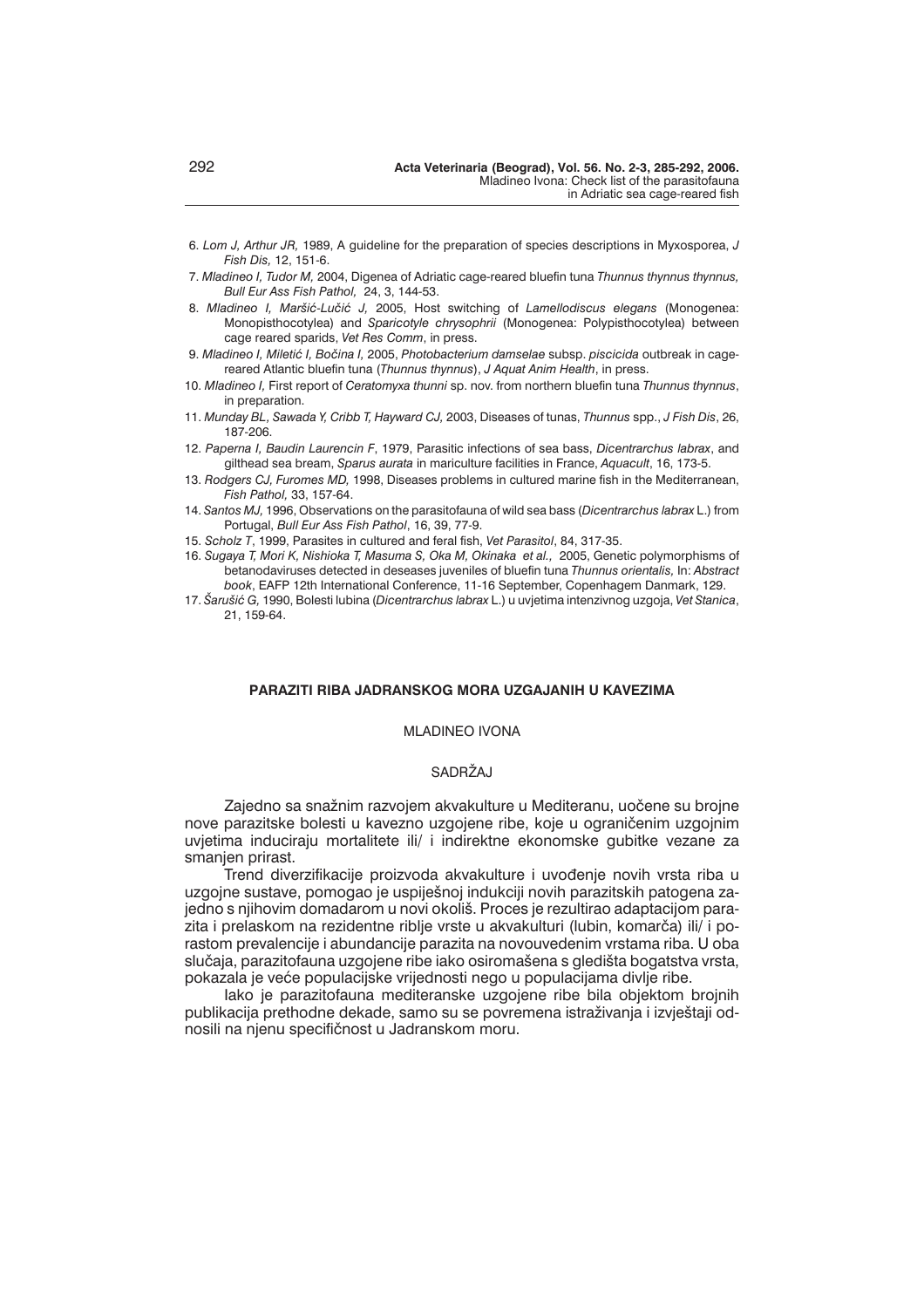6. *Lom J, Arthur JR,* 1989, A guideline for the preparation of species descriptions in Myxosporea, *J Fish Dis,* 12, 151-6.
7. *Mladineo I, Tudor M,* 2004, Digenea of Adriatic cage-reared bluefin tuna *Thunnus thynnus thynnus, Bull Eur Ass Fish Pathol,* 24, 3, 144-53.
8. *Mladineo I, Maršić-Lučić J,* 2005, Host switching of *Lamellodiscus elegans* (Monogenea: Monopisthocotylea) and *Sparicotyle chrysophrii* (Monogenea: Polypisthocotylea) between cage reared sparids, *Vet Res Comm*, in press.
9. *Mladineo I, Miletić I, Bočina I,* 2005, *Photobacterium damselae* subsp. *piscicida* outbreak in cage-reared Atlantic bluefin tuna (*Thunnus thynnus*), *J Aquat Anim Health*, in press.
10. *Mladineo I,* First report of *Ceratomyxa thunni* sp. nov. from northern bluefin tuna *Thunnus thynnus*, in preparation.
11. *Munday BL, Sawada Y, Cribb T, Hayward CJ,* 2003, Diseases of tunas, *Thunnus* spp., *J Fish Dis*, 26, 187-206.
12. *Paperna I, Baudin Laurencin F*, 1979, Parasitic infections of sea bass, *Dicentrarchus labrax*, and gilthead sea bream, *Sparus aurata* in mariculture facilities in France, *Aquacult*, 16, 173-5.
13. *Rodgers CJ, Furomes MD,* 1998, Diseases problems in cultured marine fish in the Mediterranean, *Fish Pathol,* 33, 157-64.
14. *Santos MJ,* 1996, Observations on the parasitofauna of wild sea bass (*Dicentrarchus labrax* L.) from Portugal, *Bull Eur Ass Fish Pathol*, 16, 39, 77-9.
15. *Scholz T*, 1999, Parasites in cultured and feral fish, *Vet Parasitol*, 84, 317-35.
16. *Sugaya T, Mori K, Nishioka T, Masuma S, Oka M, Okinaka et al.,* 2005, Genetic polymorphisms of betanodaviruses detected in deseases juveniles of bluefin tuna *Thunnus orientalis,* In: *Abstract book*, EAFP 12th International Conference, 11-16 September, Copenhagem Danmark, 129.
17. *Šarušić G,* 1990, Bolesti lubina (*Dicentrarchus labrax* L.) u uvjetima intenzivnog uzgoja, *Vet Stanica*, 21, 159-64.

## PARAZITI RIBA JADRANSKOG MORA UZGAJANIH U KAVEZIMA

MLADINEO IVONA

### SADRŽAJ

Zajedno sa snažnim razvojem akvakulture u Mediteranu, uočene su brojne nove parazitske bolesti u kavezno uzgojene ribe, koje u ograničenim uzgojnim uvjetima induciraju mortalitete ili/ i indirektne ekonomske gubitke vezane za smanjen prirast.

Trend diverzifikacije proizvoda akvakulture i uvođenje novih vrsta riba u uzgojne sustave, pomogao je uspiješnoj indukciji novih parazitskih patogena zajedno s njihovim domadarom u novi okoliš. Proces je rezultirao adaptacijom parazita i prelaskom na rezidentne riblje vrste u akvakulturi (lubin, komarča) ili/ i porastom prevalencije i abundancije parazita na novouvedenim vrstama riba. U oba slučaja, parazitofauna uzgojene ribe iako osiromašena s gledišta bogatstva vrsta, pokazala je veće populacijske vrijednosti nego u populacijama divlje ribe.

Iako je parazitofauna mediteranske uzgojene ribe bila objektom brojnih publikacija prethodne dekade, samo su se povremena istraživanja i izvještaji odnosili na njenu specifičnost u Jadranskom moru.